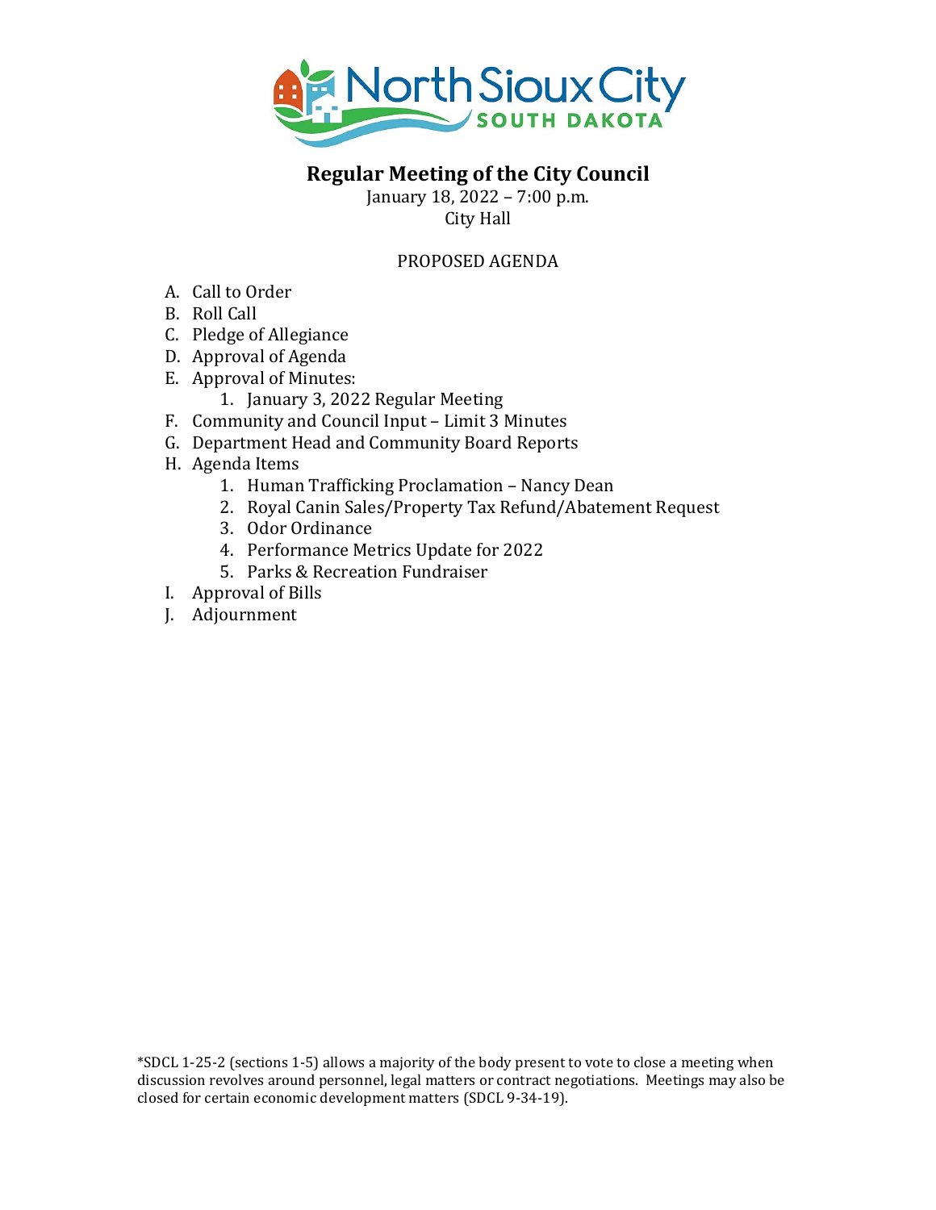# Regular Meeting of the City Council

January 18, 2022 – 7:00 p.m.
City Hall

PROPOSED AGENDA

A. Call to Order
B. Roll Call
C. Pledge of Allegiance
D. Approval of Agenda
E. Approval of Minutes:
   1. January 3, 2022 Regular Meeting
F. Community and Council Input – Limit 3 Minutes
G. Department Head and Community Board Reports
H. Agenda Items
   1. Human Trafficking Proclamation – Nancy Dean
   2. Royal Canin Sales/Property Tax Refund/Abatement Request
   3. Odor Ordinance
   4. Performance Metrics Update for 2022
   5. Parks & Recreation Fundraiser
I. Approval of Bills
J. Adjournment

*SDCL 1-25-2 (sections 1-5) allows a majority of the body present to vote to close a meeting when discussion revolves around personnel, legal matters or contract negotiations. Meetings may also be closed for certain economic development matters (SDCL 9-34-19).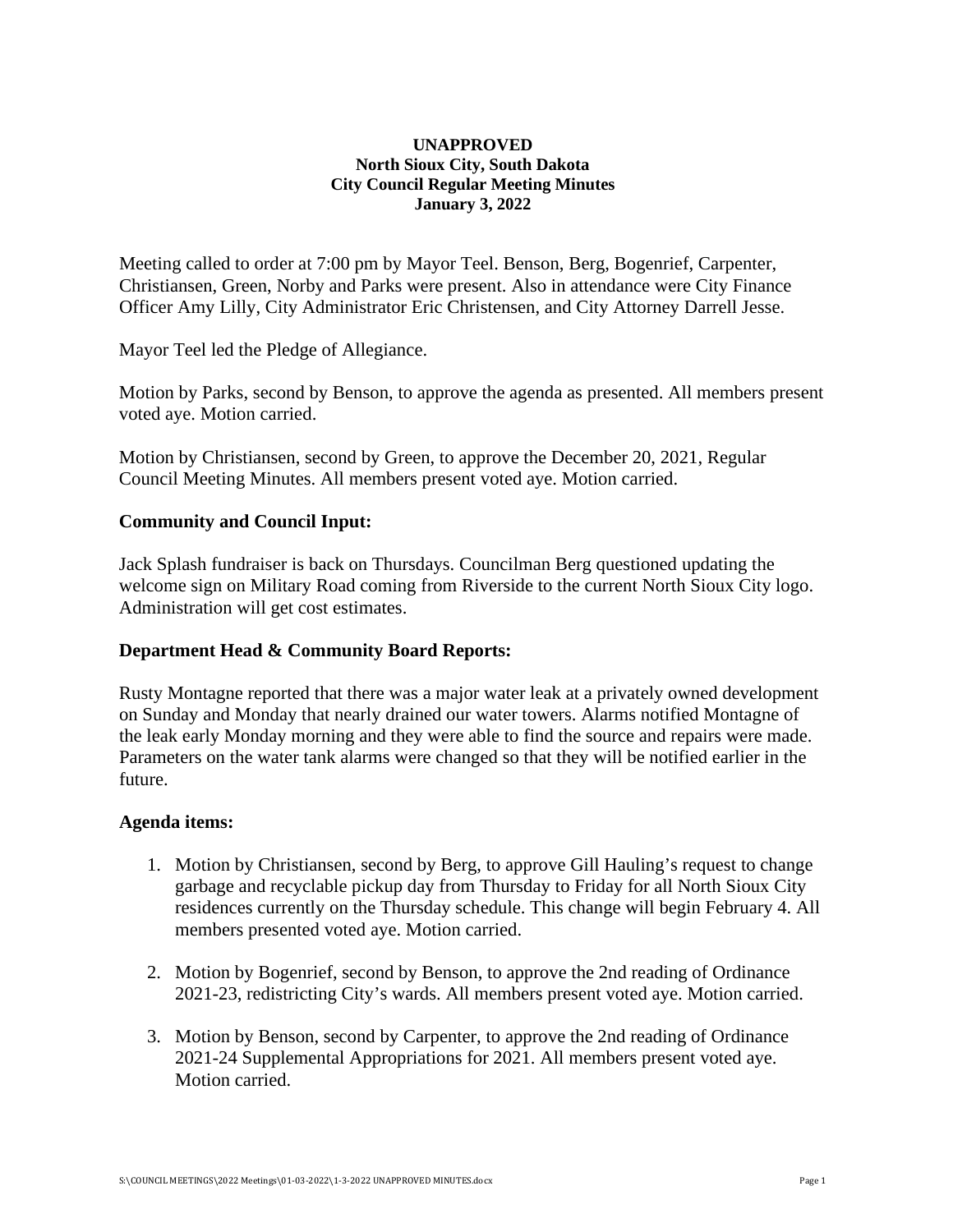**UNAPPROVED**
**North Sioux City, South Dakota**
**City Council Regular Meeting Minutes**
**January 3, 2022**

Meeting called to order at 7:00 pm by Mayor Teel. Benson, Berg, Bogenrief, Carpenter, Christiansen, Green, Norby and Parks were present. Also in attendance were City Finance Officer Amy Lilly, City Administrator Eric Christensen, and City Attorney Darrell Jesse.

Mayor Teel led the Pledge of Allegiance.

Motion by Parks, second by Benson, to approve the agenda as presented. All members present voted aye. Motion carried.

Motion by Christiansen, second by Green, to approve the December 20, 2021, Regular Council Meeting Minutes. All members present voted aye. Motion carried.

**Community and Council Input:**

Jack Splash fundraiser is back on Thursdays. Councilman Berg questioned updating the welcome sign on Military Road coming from Riverside to the current North Sioux City logo. Administration will get cost estimates.

**Department Head & Community Board Reports:**

Rusty Montagne reported that there was a major water leak at a privately owned development on Sunday and Monday that nearly drained our water towers. Alarms notified Montagne of the leak early Monday morning and they were able to find the source and repairs were made. Parameters on the water tank alarms were changed so that they will be notified earlier in the future.

**Agenda items:**

1. Motion by Christiansen, second by Berg, to approve Gill Hauling's request to change garbage and recyclable pickup day from Thursday to Friday for all North Sioux City residences currently on the Thursday schedule. This change will begin February 4. All members presented voted aye. Motion carried.

2. Motion by Bogenrief, second by Benson, to approve the 2nd reading of Ordinance 2021-23, redistricting City's wards. All members present voted aye. Motion carried.

3. Motion by Benson, second by Carpenter, to approve the 2nd reading of Ordinance 2021-24 Supplemental Appropriations for 2021. All members present voted aye. Motion carried.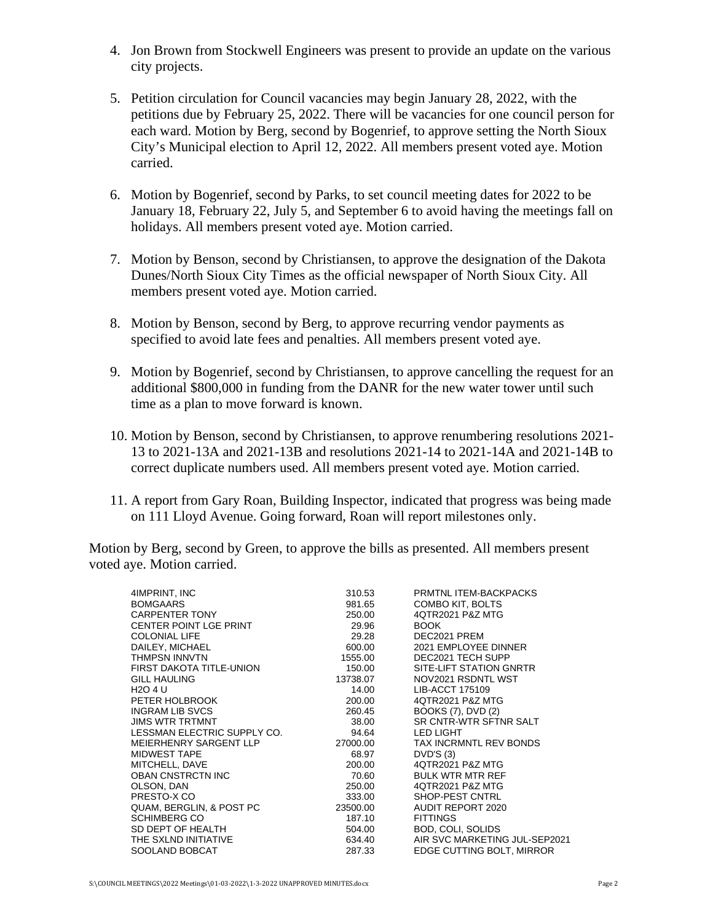4. Jon Brown from Stockwell Engineers was present to provide an update on the various city projects.

5. Petition circulation for Council vacancies may begin January 28, 2022, with the petitions due by February 25, 2022. There will be vacancies for one council person for each ward. Motion by Berg, second by Bogenrief, to approve setting the North Sioux City's Municipal election to April 12, 2022. All members present voted aye. Motion carried.

6. Motion by Bogenrief, second by Parks, to set council meeting dates for 2022 to be January 18, February 22, July 5, and September 6 to avoid having the meetings fall on holidays. All members present voted aye. Motion carried.

7. Motion by Benson, second by Christiansen, to approve the designation of the Dakota Dunes/North Sioux City Times as the official newspaper of North Sioux City. All members present voted aye. Motion carried.

8. Motion by Benson, second by Berg, to approve recurring vendor payments as specified to avoid late fees and penalties. All members present voted aye.

9. Motion by Bogenrief, second by Christiansen, to approve cancelling the request for an additional $800,000 in funding from the DANR for the new water tower until such time as a plan to move forward is known.

10. Motion by Benson, second by Christiansen, to approve renumbering resolutions 2021-13 to 2021-13A and 2021-13B and resolutions 2021-14 to 2021-14A and 2021-14B to correct duplicate numbers used. All members present voted aye. Motion carried.

11. A report from Gary Roan, Building Inspector, indicated that progress was being made on 111 Lloyd Avenue. Going forward, Roan will report milestones only.

Motion by Berg, second by Green, to approve the bills as presented. All members present voted aye. Motion carried.

| | | |
|---|---|---|
| 4IMPRINT, INC | 310.53 | PRMTNL ITEM-BACKPACKS |
| BOMGAARS | 981.65 | COMBO KIT, BOLTS |
| CARPENTER TONY | 250.00 | 4QTR2021 P&Z MTG |
| CENTER POINT LGE PRINT | 29.96 | BOOK |
| COLONIAL LIFE | 29.28 | DEC2021 PREM |
| DAILEY, MICHAEL | 600.00 | 2021 EMPLOYEE DINNER |
| THMPSN INNVTN | 1555.00 | DEC2021 TECH SUPP |
| FIRST DAKOTA TITLE-UNION | 150.00 | SITE-LIFT STATION GNRTR |
| GILL HAULING | 13738.07 | NOV2021 RSDNTL WST |
| H2O 4 U | 14.00 | LIB-ACCT 175109 |
| PETER HOLBROOK | 200.00 | 4QTR2021 P&Z MTG |
| INGRAM LIB SVCS | 260.45 | BOOKS (7), DVD (2) |
| JIMS WTR TRTMNT | 38.00 | SR CNTR-WTR SFTNR SALT |
| LESSMAN ELECTRIC SUPPLY CO. | 94.64 | LED LIGHT |
| MEIERHENRY SARGENT LLP | 27000.00 | TAX INCRMNTL REV BONDS |
| MIDWEST TAPE | 68.97 | DVD'S (3) |
| MITCHELL, DAVE | 200.00 | 4QTR2021 P&Z MTG |
| OBAN CNSTRCTN INC | 70.60 | BULK WTR MTR REF |
| OLSON, DAN | 250.00 | 4QTR2021 P&Z MTG |
| PRESTO-X CO | 333.00 | SHOP-PEST CNTRL |
| QUAM, BERGLIN, & POST PC | 23500.00 | AUDIT REPORT 2020 |
| SCHIMBERG CO | 187.10 | FITTINGS |
| SD DEPT OF HEALTH | 504.00 | BOD, COLI, SOLIDS |
| THE SXLND INITIATIVE | 634.40 | AIR SVC MARKETING JUL-SEP2021 |
| SOOLAND BOBCAT | 287.33 | EDGE CUTTING BOLT, MIRROR |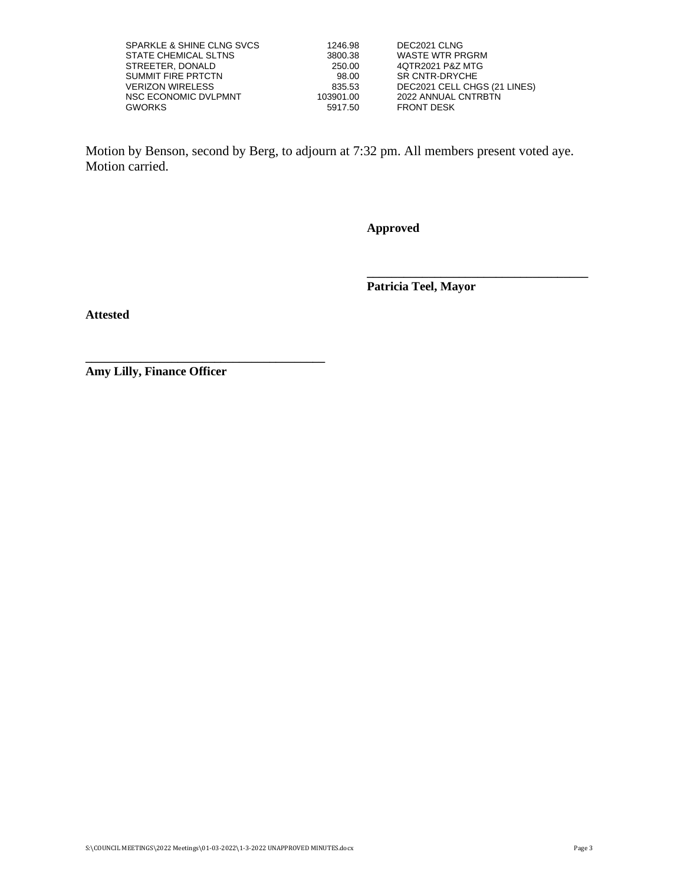| | | |
|---|---|---|
| SPARKLE & SHINE CLNG SVCS | 1246.98 | DEC2021 CLNG |
| STATE CHEMICAL SLTNS | 3800.38 | WASTE WTR PRGRM |
| STREETER, DONALD | 250.00 | 4QTR2021 P&Z MTG |
| SUMMIT FIRE PRTCTN | 98.00 | SR CNTR-DRYCHE |
| VERIZON WIRELESS | 835.53 | DEC2021 CELL CHGS (21 LINES) |
| NSC ECONOMIC DVLPMNT | 103901.00 | 2022 ANNUAL CNTRBTN |
| GWORKS | 5917.50 | FRONT DESK |

Motion by Benson, second by Berg, to adjourn at 7:32 pm. All members present voted aye. Motion carried.

**Approved**

\_\_\_\_\_\_\_\_\_\_\_\_\_\_\_\_\_\_\_\_\_\_\_\_\_\_\_\_\_\_\_\_\_\_\_\_\_

**Patricia Teel, Mayor**

**Attested**

\_\_\_\_\_\_\_\_\_\_\_\_\_\_\_\_\_\_\_\_\_\_\_\_\_\_\_\_\_\_\_\_\_\_\_\_\_

**Amy Lilly, Finance Officer**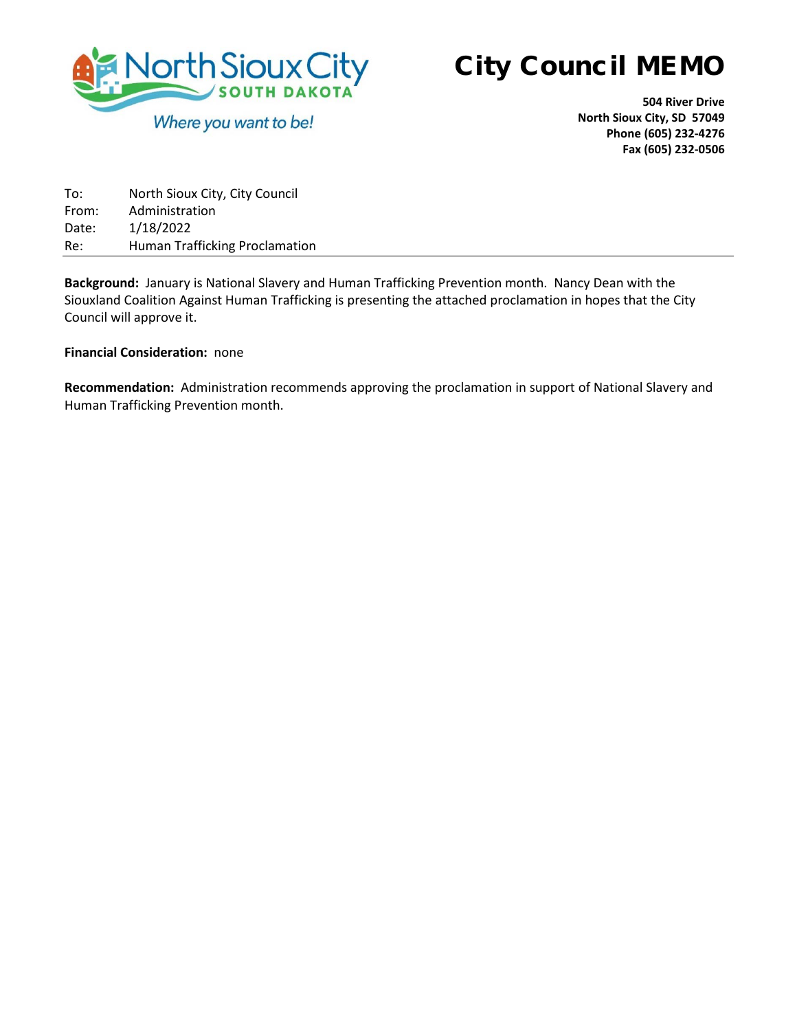North Sioux City
SOUTH DAKOTA
*Where you want to be!*

# City Council MEMO

**504 River Drive**
**North Sioux City, SD 57049**
**Phone (605) 232-4276**
**Fax (605) 232-0506**

To: North Sioux City, City Council
From: Administration
Date: 1/18/2022
Re: Human Trafficking Proclamation

---

**Background:** January is National Slavery and Human Trafficking Prevention month. Nancy Dean with the Siouxland Coalition Against Human Trafficking is presenting the attached proclamation in hopes that the City Council will approve it.

**Financial Consideration:** none

**Recommendation:** Administration recommends approving the proclamation in support of National Slavery and Human Trafficking Prevention month.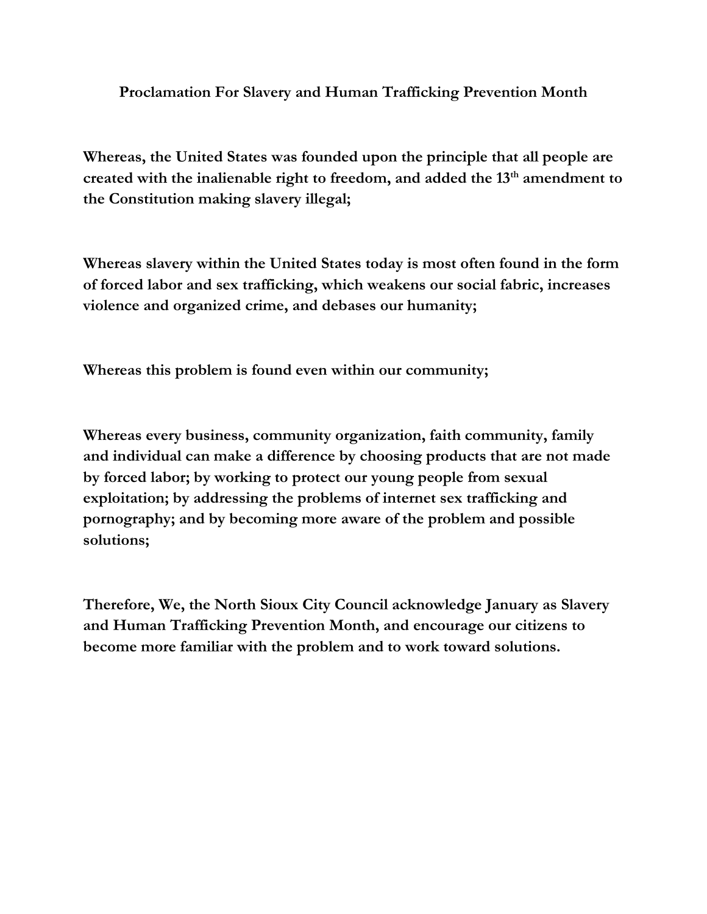# Proclamation For Slavery and Human Trafficking Prevention Month

**Whereas, the United States was founded upon the principle that all people are created with the inalienable right to freedom, and added the 13th amendment to the Constitution making slavery illegal;**

**Whereas slavery within the United States today is most often found in the form of forced labor and sex trafficking, which weakens our social fabric, increases violence and organized crime, and debases our humanity;**

**Whereas this problem is found even within our community;**

**Whereas every business, community organization, faith community, family and individual can make a difference by choosing products that are not made by forced labor; by working to protect our young people from sexual exploitation; by addressing the problems of internet sex trafficking and pornography; and by becoming more aware of the problem and possible solutions;**

**Therefore, We, the North Sioux City Council acknowledge January as Slavery and Human Trafficking Prevention Month, and encourage our citizens to become more familiar with the problem and to work toward solutions.**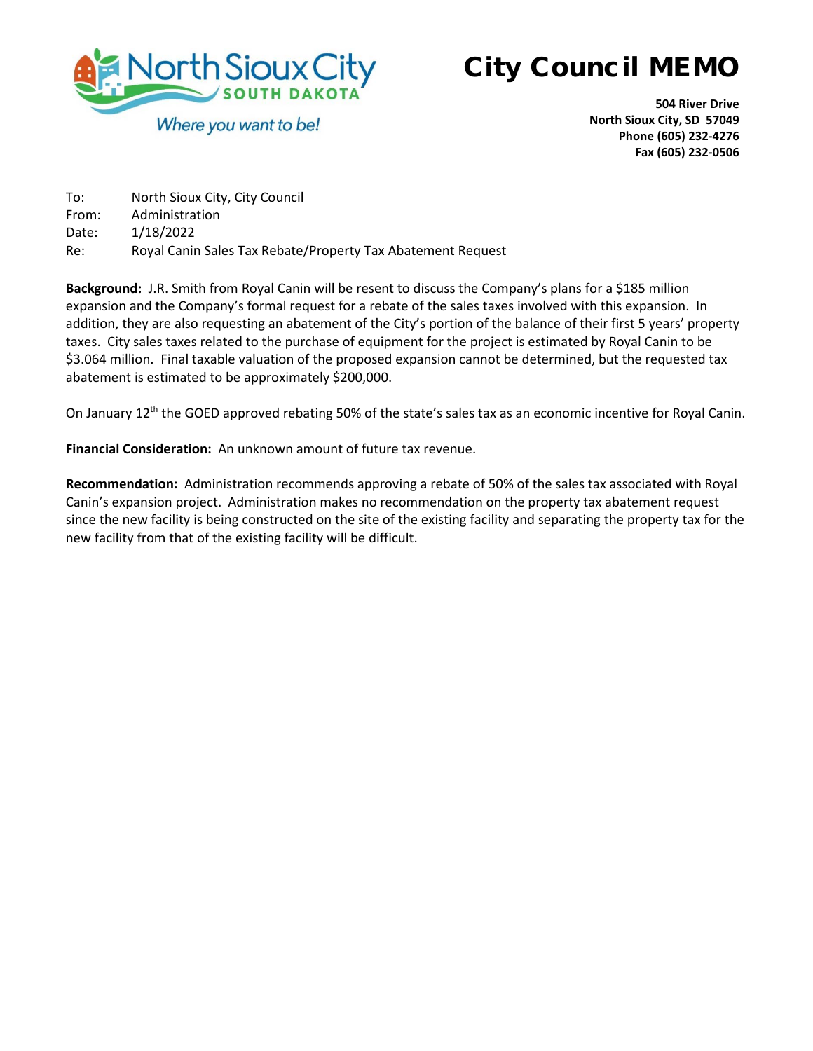North Sioux City
SOUTH DAKOTA
*Where you want to be!*

# City Council MEMO

**504 River Drive**
**North Sioux City, SD 57049**
**Phone (605) 232-4276**
**Fax (605) 232-0506**

To: North Sioux City, City Council
From: Administration
Date: 1/18/2022
Re: Royal Canin Sales Tax Rebate/Property Tax Abatement Request

---

**Background:** J.R. Smith from Royal Canin will be resent to discuss the Company's plans for a $185 million expansion and the Company's formal request for a rebate of the sales taxes involved with this expansion. In addition, they are also requesting an abatement of the City's portion of the balance of their first 5 years' property taxes. City sales taxes related to the purchase of equipment for the project is estimated by Royal Canin to be $3.064 million. Final taxable valuation of the proposed expansion cannot be determined, but the requested tax abatement is estimated to be approximately $200,000.

On January 12th the GOED approved rebating 50% of the state's sales tax as an economic incentive for Royal Canin.

**Financial Consideration:** An unknown amount of future tax revenue.

**Recommendation:** Administration recommends approving a rebate of 50% of the sales tax associated with Royal Canin's expansion project. Administration makes no recommendation on the property tax abatement request since the new facility is being constructed on the site of the existing facility and separating the property tax for the new facility from that of the existing facility will be difficult.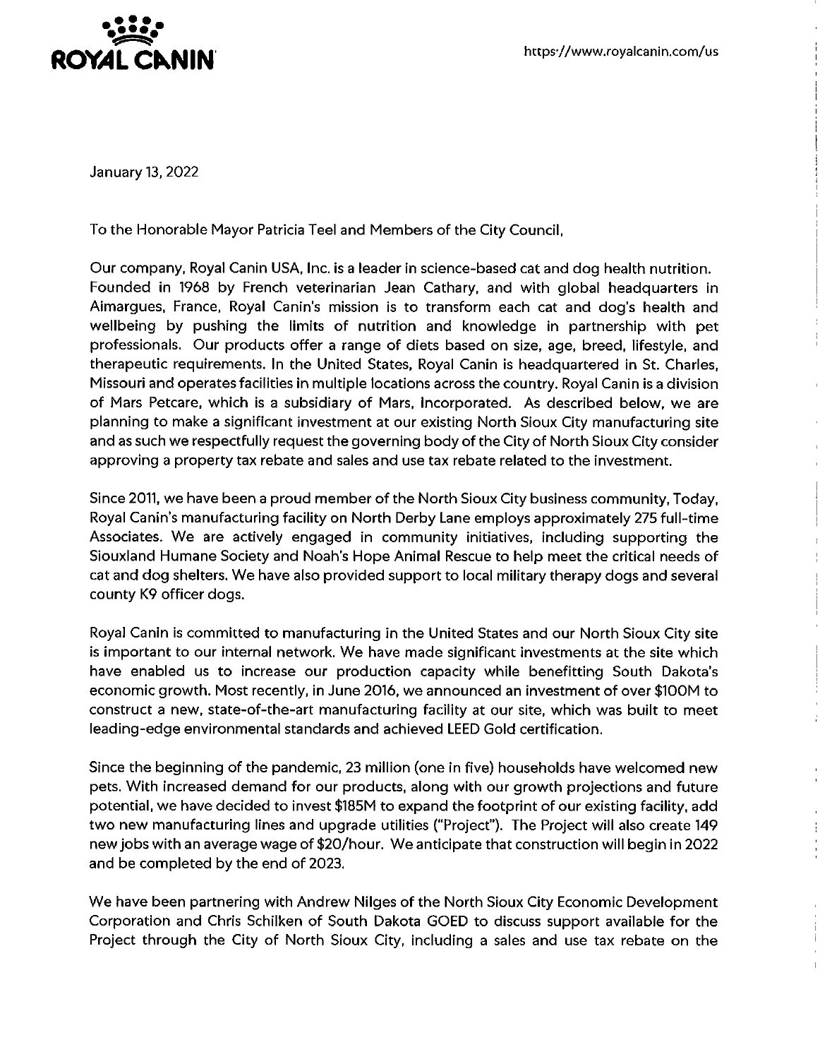ROYAL CANIN

https://www.royalcanin.com/us

January 13, 2022

To the Honorable Mayor Patricia Teel and Members of the City Council,

Our company, Royal Canin USA, Inc. is a leader in science-based cat and dog health nutrition. Founded in 1968 by French veterinarian Jean Cathary, and with global headquarters in Aimargues, France, Royal Canin's mission is to transform each cat and dog's health and wellbeing by pushing the limits of nutrition and knowledge in partnership with pet professionals. Our products offer a range of diets based on size, age, breed, lifestyle, and therapeutic requirements. In the United States, Royal Canin is headquartered in St. Charles, Missouri and operates facilities in multiple locations across the country. Royal Canin is a division of Mars Petcare, which is a subsidiary of Mars, Incorporated. As described below, we are planning to make a significant investment at our existing North Sioux City manufacturing site and as such we respectfully request the governing body of the City of North Sioux City consider approving a property tax rebate and sales and use tax rebate related to the investment.

Since 2011, we have been a proud member of the North Sioux City business community, Today, Royal Canin's manufacturing facility on North Derby Lane employs approximately 275 full-time Associates. We are actively engaged in community initiatives, including supporting the Siouxland Humane Society and Noah's Hope Animal Rescue to help meet the critical needs of cat and dog shelters. We have also provided support to local military therapy dogs and several county K9 officer dogs.

Royal Canin is committed to manufacturing in the United States and our North Sioux City site is important to our internal network. We have made significant investments at the site which have enabled us to increase our production capacity while benefitting South Dakota's economic growth. Most recently, in June 2016, we announced an investment of over $100M to construct a new, state-of-the-art manufacturing facility at our site, which was built to meet leading-edge environmental standards and achieved LEED Gold certification.

Since the beginning of the pandemic, 23 million (one in five) households have welcomed new pets. With increased demand for our products, along with our growth projections and future potential, we have decided to invest $185M to expand the footprint of our existing facility, add two new manufacturing lines and upgrade utilities ("Project"). The Project will also create 149 new jobs with an average wage of $20/hour. We anticipate that construction will begin in 2022 and be completed by the end of 2023.

We have been partnering with Andrew Nilges of the North Sioux City Economic Development Corporation and Chris Schilken of South Dakota GOED to discuss support available for the Project through the City of North Sioux City, including a sales and use tax rebate on the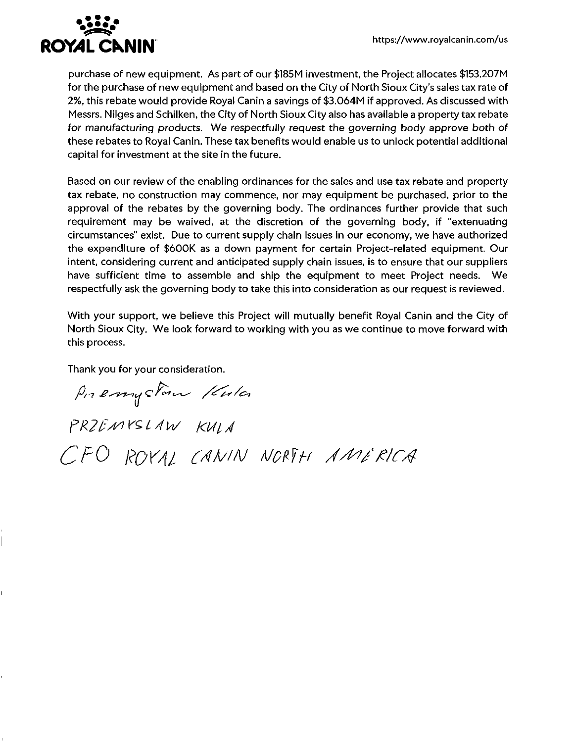purchase of new equipment. As part of our $185M investment, the Project allocates $153.207M for the purchase of new equipment and based on the City of North Sioux City's sales tax rate of 2%, this rebate would provide Royal Canin a savings of $3.064M if approved. As discussed with Messrs. Nilges and Schilken, the City of North Sioux City also has available a property tax rebate *for manufacturing products. We respectfully request the governing body approve both of* these rebates to Royal Canin. These tax benefits would enable us to unlock potential additional capital for investment at the site in the future.

Based on our review of the enabling ordinances for the sales and use tax rebate and property tax rebate, no construction may commence, nor may equipment be purchased, prior to the approval of the rebates by the governing body. The ordinances further provide that such requirement may be waived, at the discretion of the governing body, if "extenuating circumstances" exist. Due to current supply chain issues in our economy, we have authorized the expenditure of $600K as a down payment for certain Project-related equipment. Our intent, considering current and anticipated supply chain issues, is to ensure that our suppliers have sufficient time to assemble and ship the equipment to meet Project needs. We respectfully ask the governing body to take this into consideration as our request is reviewed.

With your support, we believe this Project will mutually benefit Royal Canin and the City of North Sioux City. We look forward to working with you as we continue to move forward with this process.

Thank you for your consideration.

Przemysław Kula

PRZEMYSLAW KULA

CFO ROYAL CANIN NORTH AMERICA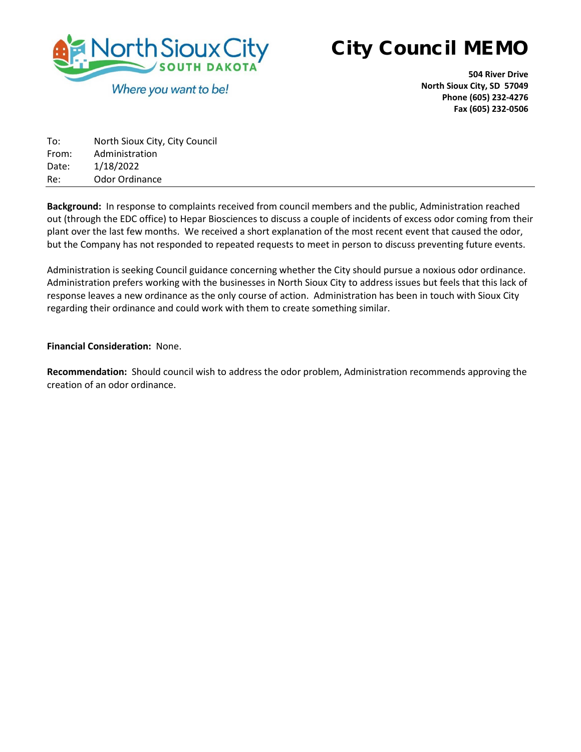North Sioux City
SOUTH DAKOTA
*Where you want to be!*

# City Council MEMO

**504 River Drive**
**North Sioux City, SD 57049**
**Phone (605) 232-4276**
**Fax (605) 232-0506**

| | |
|---|---|
| To: | North Sioux City, City Council |
| From: | Administration |
| Date: | 1/18/2022 |
| Re: | Odor Ordinance |

**Background:** In response to complaints received from council members and the public, Administration reached out (through the EDC office) to Hepar Biosciences to discuss a couple of incidents of excess odor coming from their plant over the last few months. We received a short explanation of the most recent event that caused the odor, but the Company has not responded to repeated requests to meet in person to discuss preventing future events.

Administration is seeking Council guidance concerning whether the City should pursue a noxious odor ordinance. Administration prefers working with the businesses in North Sioux City to address issues but feels that this lack of response leaves a new ordinance as the only course of action. Administration has been in touch with Sioux City regarding their ordinance and could work with them to create something similar.

**Financial Consideration:** None.

**Recommendation:** Should council wish to address the odor problem, Administration recommends approving the creation of an odor ordinance.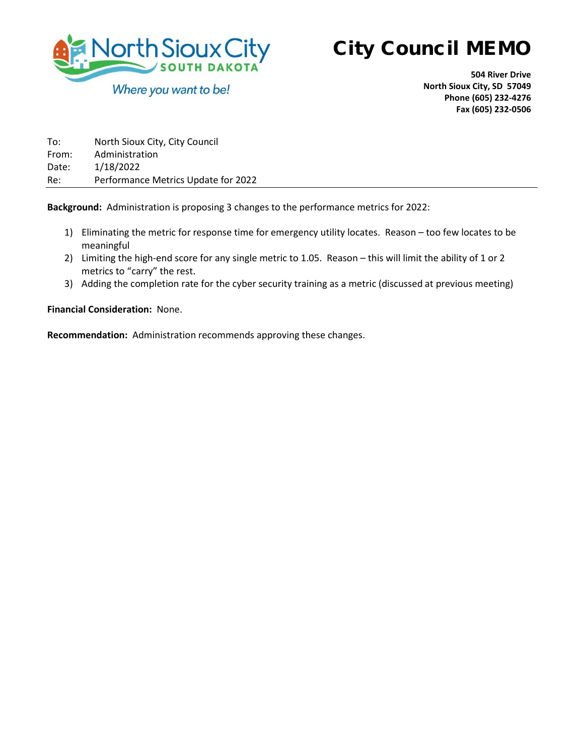North Sioux City SOUTH DAKOTA

*Where you want to be!*

# City Council MEMO

**504 River Drive**
**North Sioux City, SD 57049**
**Phone (605) 232-4276**
**Fax (605) 232-0506**

To: North Sioux City, City Council
From: Administration
Date: 1/18/2022
Re: Performance Metrics Update for 2022

---

**Background:** Administration is proposing 3 changes to the performance metrics for 2022:

1) Eliminating the metric for response time for emergency utility locates. Reason – too few locates to be meaningful
2) Limiting the high-end score for any single metric to 1.05. Reason – this will limit the ability of 1 or 2 metrics to "carry" the rest.
3) Adding the completion rate for the cyber security training as a metric (discussed at previous meeting)

**Financial Consideration:** None.

**Recommendation:** Administration recommends approving these changes.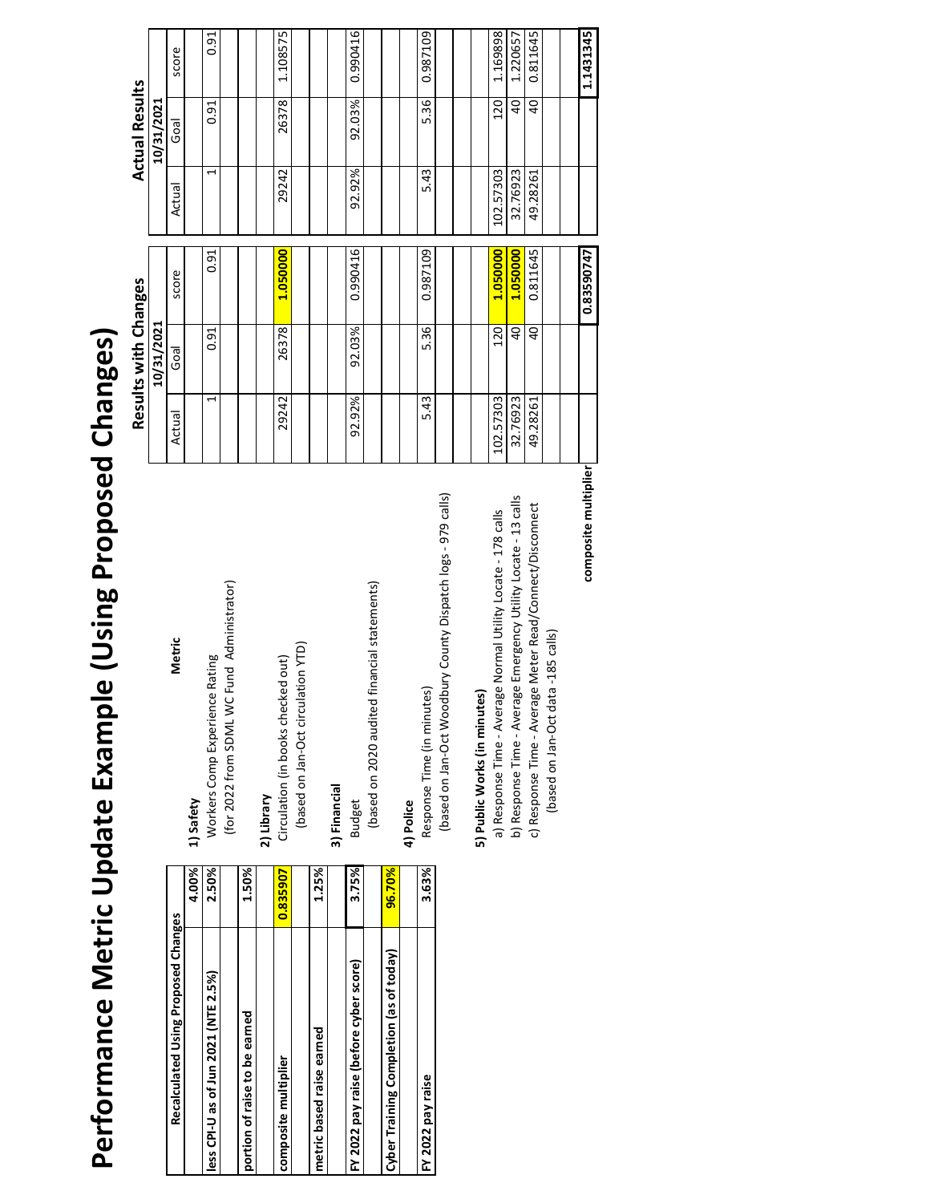# Performance Metric Update Example (Using Proposed Changes)

| Recalculated Using Proposed Changes | |
|---|---|
| | 4.00% |
| less CPI-U as of Jun 2021 (NTE 2.5%) | 2.50% |
| | |
| portion of raise to be earned | 1.50% |
| | |
| composite multiplier | 0.835907 |
| | |
| metric based raise earned | 1.25% |
| | |
| FY 2022 pay raise (before cyber score) | 3.75% |
| | |
| Cyber Training Completion (as of today) | 96.70% |
| | |
| FY 2022 pay raise | 3.63% |

| Metric | Results with Changes 10/31/2021 Actual | Goal | score | Actual Results 10/31/2021 Actual | Goal | score |
|---|---|---|---|---|---|---|
| **1) Safety** | | | | | | |
| Workers Comp Experience Rating | 1 | 0.91 | 0.91 | 1 | 0.91 | 0.91 |
| (for 2022 from SDML WC Fund Administrator) | | | | | | |
| | | | | | | |
| **2) Library** | | | | | | |
| Circulation (in books checked out) | 29242 | 26378 | 1.050000 | 29242 | 26378 | 1.108575 |
| (based on Jan-Oct circulation YTD) | | | | | | |
| | | | | | | |
| **3) Financial** | | | | | | |
| Budget | 92.92% | 92.03% | 0.990416 | 92.92% | 92.03% | 0.990416 |
| (based on 2020 audited financial statements) | | | | | | |
| | | | | | | |
| **4) Police** | | | | | | |
| Response Time (in minutes) | 5.43 | 5.36 | 0.987109 | 5.43 | 5.36 | 0.987109 |
| (based on Jan-Oct Woodbury County Dispatch logs - 979 calls) | | | | | | |
| | | | | | | |
| **5) Public Works (in minutes)** | | | | | | |
| a) Response Time - Average Normal Utility Locate - 178 calls | 102.57303 | 120 | 1.050000 | 102.57303 | 120 | 1.169898 |
| b) Response Time - Average Emergency Utility Locate - 13 calls | 32.76923 | 40 | 1.050000 | 32.76923 | 40 | 1.220657 |
| c) Response Time - Average Meter Read/Connect/Disconnect | 49.28261 | 40 | 0.811645 | 49.28261 | 40 | 0.811645 |
| (based on Jan-Oct data -185 calls) | | | | | | |
| | | | | | | |
| **composite multiplier** | | | 0.83590747 | | | 1.1431345 |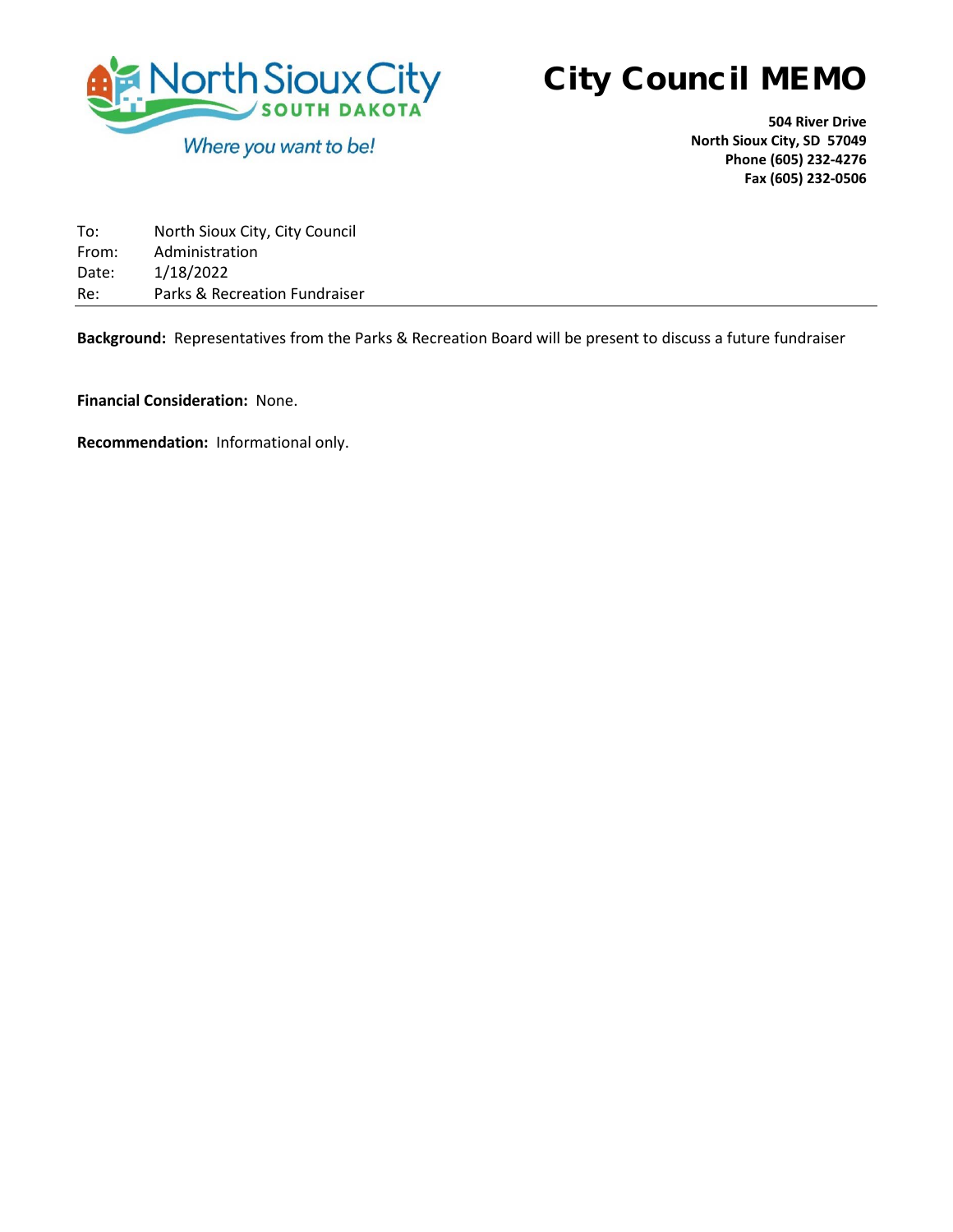North Sioux City
SOUTH DAKOTA
*Where you want to be!*

# City Council MEMO

**504 River Drive**
**North Sioux City, SD 57049**
**Phone (605) 232-4276**
**Fax (605) 232-0506**

| | |
|---|---|
| To: | North Sioux City, City Council |
| From: | Administration |
| Date: | 1/18/2022 |
| Re: | Parks & Recreation Fundraiser |

**Background:** Representatives from the Parks & Recreation Board will be present to discuss a future fundraiser

**Financial Consideration:** None.

**Recommendation:** Informational only.